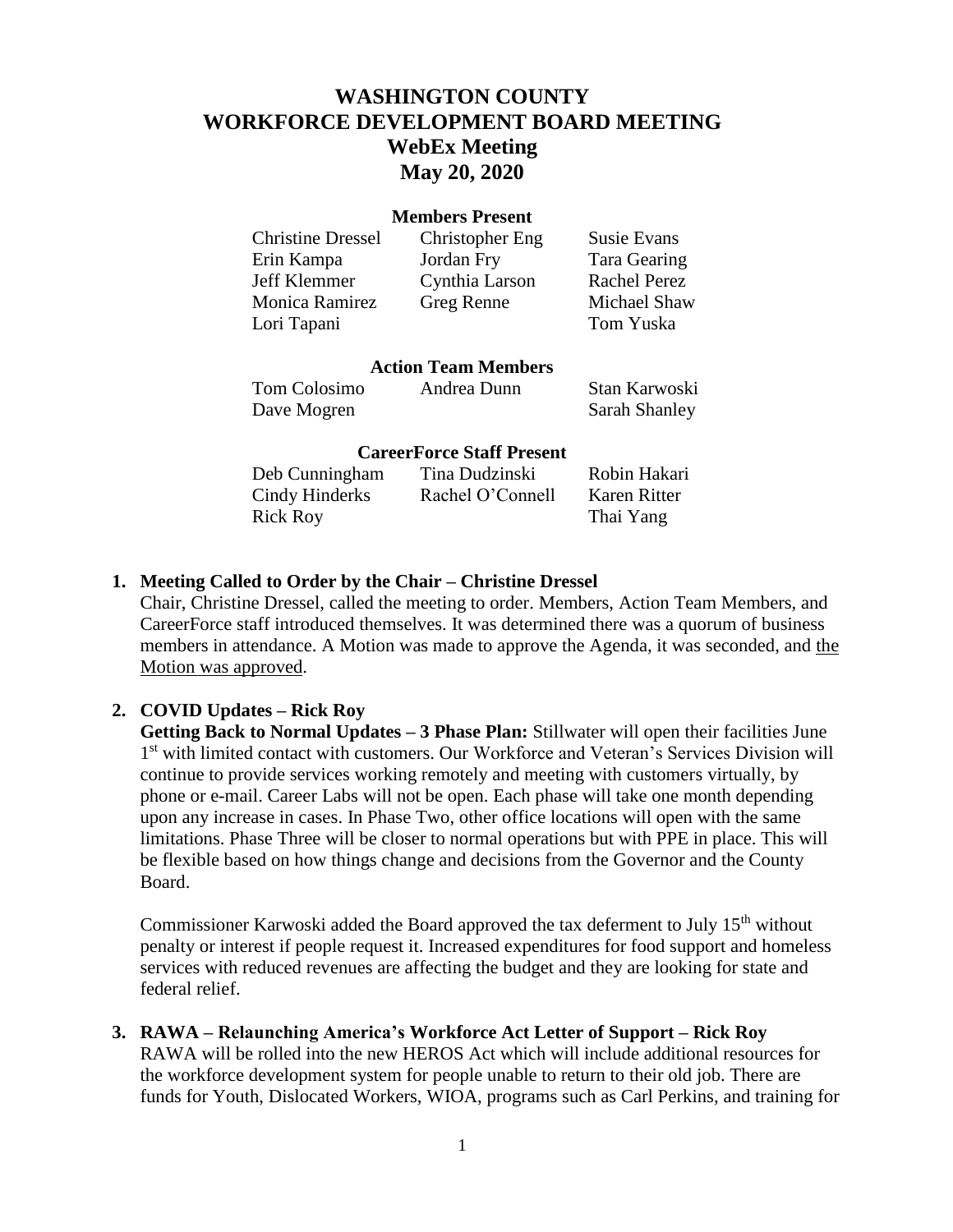# WASHINGTON COUNTY
# WORKFORCE DEVELOPMENT BOARD MEETING
## WebEx Meeting
## May 20, 2020

### Members Present

| | | |
|---|---|---|
| Christine Dressel | Christopher Eng | Susie Evans |
| Erin Kampa | Jordan Fry | Tara Gearing |
| Jeff Klemmer | Cynthia Larson | Rachel Perez |
| Monica Ramirez | Greg Renne | Michael Shaw |
| Lori Tapani | | Tom Yuska |

### Action Team Members

| | | |
|---|---|---|
| Tom Colosimo | Andrea Dunn | Stan Karwoski |
| Dave Mogren | | Sarah Shanley |

### CareerForce Staff Present

| | | |
|---|---|---|
| Deb Cunningham | Tina Dudzinski | Robin Hakari |
| Cindy Hinderks | Rachel O'Connell | Karen Ritter |
| Rick Roy | | Thai Yang |

**1. Meeting Called to Order by the Chair – Christine Dressel**

Chair, Christine Dressel, called the meeting to order. Members, Action Team Members, and CareerForce staff introduced themselves. It was determined there was a quorum of business members in attendance. A Motion was made to approve the Agenda, it was seconded, and <u>the Motion was approved</u>.

**2. COVID Updates – Rick Roy**

**Getting Back to Normal Updates – 3 Phase Plan:** Stillwater will open their facilities June 1st with limited contact with customers. Our Workforce and Veteran's Services Division will continue to provide services working remotely and meeting with customers virtually, by phone or e-mail. Career Labs will not be open. Each phase will take one month depending upon any increase in cases. In Phase Two, other office locations will open with the same limitations. Phase Three will be closer to normal operations but with PPE in place. This will be flexible based on how things change and decisions from the Governor and the County Board.

Commissioner Karwoski added the Board approved the tax deferment to July 15th without penalty or interest if people request it. Increased expenditures for food support and homeless services with reduced revenues are affecting the budget and they are looking for state and federal relief.

**3. RAWA – Relaunching America's Workforce Act Letter of Support – Rick Roy**

RAWA will be rolled into the new HEROS Act which will include additional resources for the workforce development system for people unable to return to their old job. There are funds for Youth, Dislocated Workers, WIOA, programs such as Carl Perkins, and training for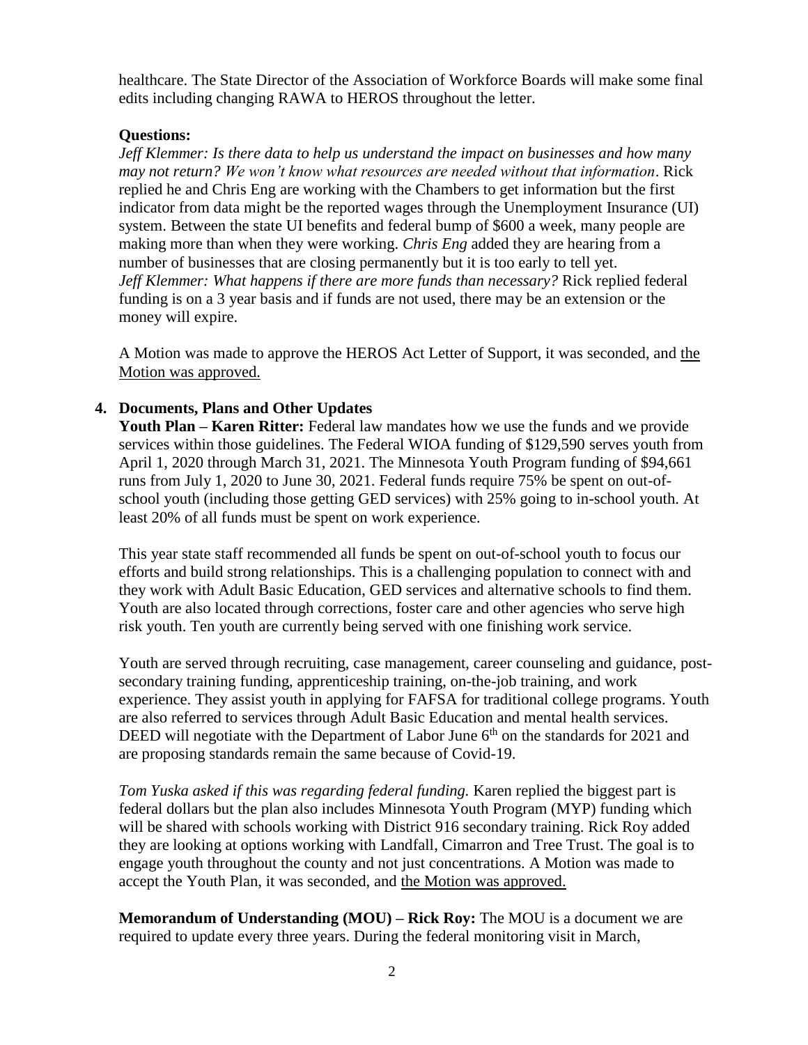healthcare. The State Director of the Association of Workforce Boards will make some final edits including changing RAWA to HEROS throughout the letter.

**Questions:**

*Jeff Klemmer: Is there data to help us understand the impact on businesses and how many may not return? We won't know what resources are needed without that information*. Rick replied he and Chris Eng are working with the Chambers to get information but the first indicator from data might be the reported wages through the Unemployment Insurance (UI) system. Between the state UI benefits and federal bump of $600 a week, many people are making more than when they were working. *Chris Eng* added they are hearing from a number of businesses that are closing permanently but it is too early to tell yet.

*Jeff Klemmer: What happens if there are more funds than necessary?* Rick replied federal funding is on a 3 year basis and if funds are not used, there may be an extension or the money will expire.

A Motion was made to approve the HEROS Act Letter of Support, it was seconded, and the Motion was approved.

**4. Documents, Plans and Other Updates**

**Youth Plan – Karen Ritter:** Federal law mandates how we use the funds and we provide services within those guidelines. The Federal WIOA funding of $129,590 serves youth from April 1, 2020 through March 31, 2021. The Minnesota Youth Program funding of $94,661 runs from July 1, 2020 to June 30, 2021. Federal funds require 75% be spent on out-of-school youth (including those getting GED services) with 25% going to in-school youth. At least 20% of all funds must be spent on work experience.

This year state staff recommended all funds be spent on out-of-school youth to focus our efforts and build strong relationships. This is a challenging population to connect with and they work with Adult Basic Education, GED services and alternative schools to find them. Youth are also located through corrections, foster care and other agencies who serve high risk youth. Ten youth are currently being served with one finishing work service.

Youth are served through recruiting, case management, career counseling and guidance, post-secondary training funding, apprenticeship training, on-the-job training, and work experience. They assist youth in applying for FAFSA for traditional college programs. Youth are also referred to services through Adult Basic Education and mental health services. DEED will negotiate with the Department of Labor June 6th on the standards for 2021 and are proposing standards remain the same because of Covid-19.

*Tom Yuska asked if this was regarding federal funding.* Karen replied the biggest part is federal dollars but the plan also includes Minnesota Youth Program (MYP) funding which will be shared with schools working with District 916 secondary training. Rick Roy added they are looking at options working with Landfall, Cimarron and Tree Trust. The goal is to engage youth throughout the county and not just concentrations. A Motion was made to accept the Youth Plan, it was seconded, and the Motion was approved.

**Memorandum of Understanding (MOU) – Rick Roy:** The MOU is a document we are required to update every three years. During the federal monitoring visit in March,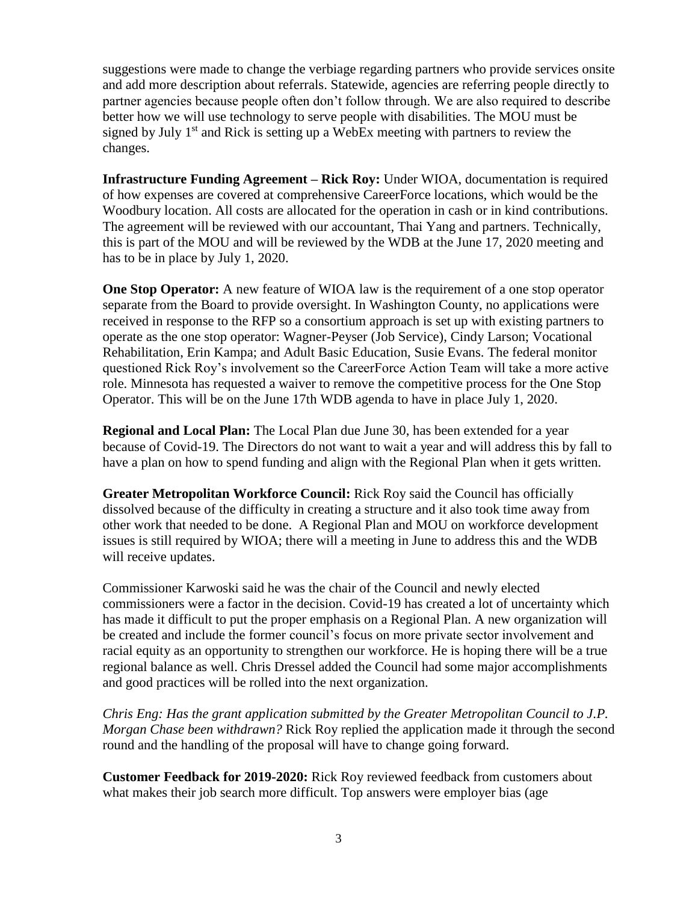suggestions were made to change the verbiage regarding partners who provide services onsite and add more description about referrals. Statewide, agencies are referring people directly to partner agencies because people often don't follow through. We are also required to describe better how we will use technology to serve people with disabilities. The MOU must be signed by July 1st and Rick is setting up a WebEx meeting with partners to review the changes.

**Infrastructure Funding Agreement – Rick Roy:** Under WIOA, documentation is required of how expenses are covered at comprehensive CareerForce locations, which would be the Woodbury location. All costs are allocated for the operation in cash or in kind contributions. The agreement will be reviewed with our accountant, Thai Yang and partners. Technically, this is part of the MOU and will be reviewed by the WDB at the June 17, 2020 meeting and has to be in place by July 1, 2020.

**One Stop Operator:** A new feature of WIOA law is the requirement of a one stop operator separate from the Board to provide oversight. In Washington County, no applications were received in response to the RFP so a consortium approach is set up with existing partners to operate as the one stop operator: Wagner-Peyser (Job Service), Cindy Larson; Vocational Rehabilitation, Erin Kampa; and Adult Basic Education, Susie Evans. The federal monitor questioned Rick Roy's involvement so the CareerForce Action Team will take a more active role. Minnesota has requested a waiver to remove the competitive process for the One Stop Operator. This will be on the June 17th WDB agenda to have in place July 1, 2020.

**Regional and Local Plan:** The Local Plan due June 30, has been extended for a year because of Covid-19. The Directors do not want to wait a year and will address this by fall to have a plan on how to spend funding and align with the Regional Plan when it gets written.

**Greater Metropolitan Workforce Council:** Rick Roy said the Council has officially dissolved because of the difficulty in creating a structure and it also took time away from other work that needed to be done. A Regional Plan and MOU on workforce development issues is still required by WIOA; there will a meeting in June to address this and the WDB will receive updates.

Commissioner Karwoski said he was the chair of the Council and newly elected commissioners were a factor in the decision. Covid-19 has created a lot of uncertainty which has made it difficult to put the proper emphasis on a Regional Plan. A new organization will be created and include the former council's focus on more private sector involvement and racial equity as an opportunity to strengthen our workforce. He is hoping there will be a true regional balance as well. Chris Dressel added the Council had some major accomplishments and good practices will be rolled into the next organization.

*Chris Eng: Has the grant application submitted by the Greater Metropolitan Council to J.P. Morgan Chase been withdrawn?* Rick Roy replied the application made it through the second round and the handling of the proposal will have to change going forward.

**Customer Feedback for 2019-2020:** Rick Roy reviewed feedback from customers about what makes their job search more difficult. Top answers were employer bias (age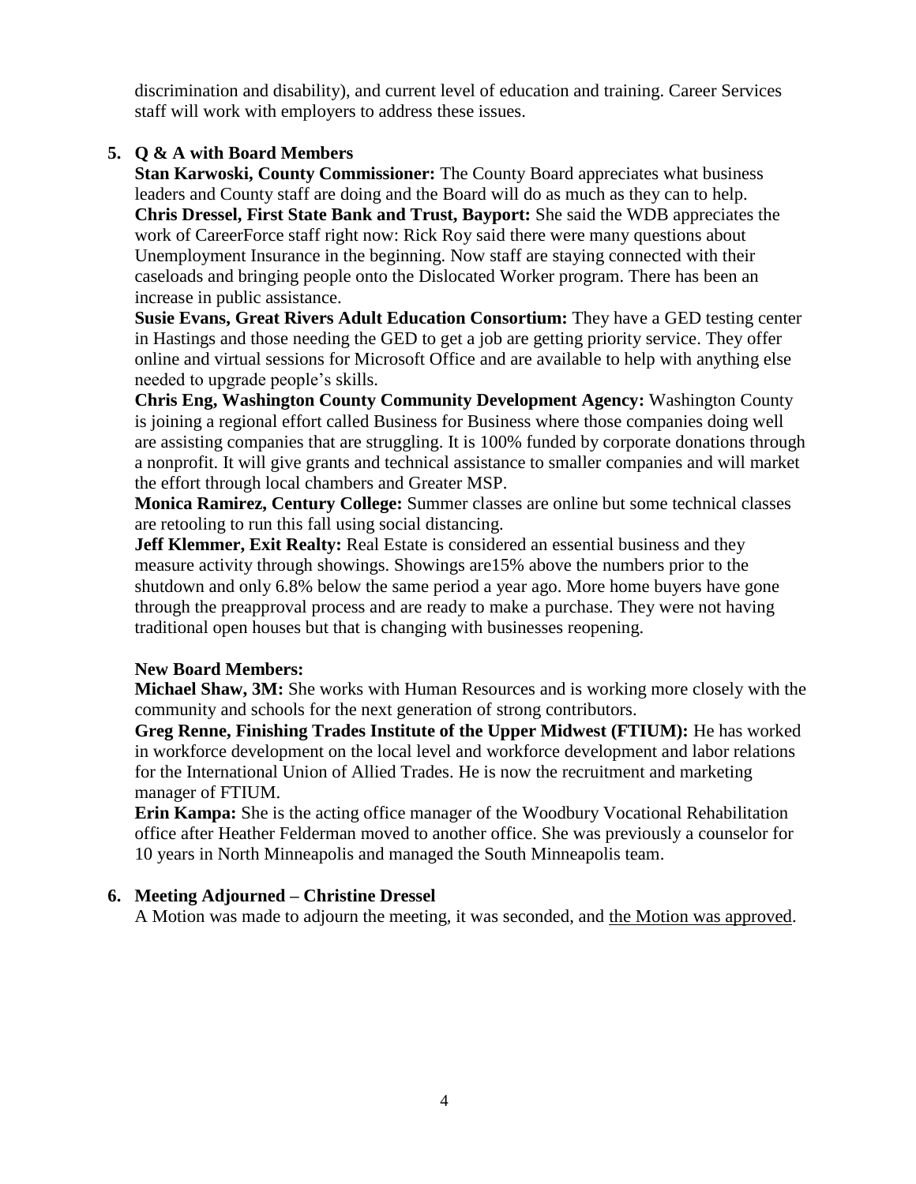discrimination and disability), and current level of education and training. Career Services staff will work with employers to address these issues.

**5. Q & A with Board Members**

**Stan Karwoski, County Commissioner:** The County Board appreciates what business leaders and County staff are doing and the Board will do as much as they can to help.

**Chris Dressel, First State Bank and Trust, Bayport:** She said the WDB appreciates the work of CareerForce staff right now: Rick Roy said there were many questions about Unemployment Insurance in the beginning. Now staff are staying connected with their caseloads and bringing people onto the Dislocated Worker program. There has been an increase in public assistance.

**Susie Evans, Great Rivers Adult Education Consortium:** They have a GED testing center in Hastings and those needing the GED to get a job are getting priority service. They offer online and virtual sessions for Microsoft Office and are available to help with anything else needed to upgrade people's skills.

**Chris Eng, Washington County Community Development Agency:** Washington County is joining a regional effort called Business for Business where those companies doing well are assisting companies that are struggling. It is 100% funded by corporate donations through a nonprofit. It will give grants and technical assistance to smaller companies and will market the effort through local chambers and Greater MSP.

**Monica Ramirez, Century College:** Summer classes are online but some technical classes are retooling to run this fall using social distancing.

**Jeff Klemmer, Exit Realty:** Real Estate is considered an essential business and they measure activity through showings. Showings are15% above the numbers prior to the shutdown and only 6.8% below the same period a year ago. More home buyers have gone through the preapproval process and are ready to make a purchase. They were not having traditional open houses but that is changing with businesses reopening.

**New Board Members:**

**Michael Shaw, 3M:** She works with Human Resources and is working more closely with the community and schools for the next generation of strong contributors.

**Greg Renne, Finishing Trades Institute of the Upper Midwest (FTIUM):** He has worked in workforce development on the local level and workforce development and labor relations for the International Union of Allied Trades. He is now the recruitment and marketing manager of FTIUM.

**Erin Kampa:** She is the acting office manager of the Woodbury Vocational Rehabilitation office after Heather Felderman moved to another office. She was previously a counselor for 10 years in North Minneapolis and managed the South Minneapolis team.

**6. Meeting Adjourned – Christine Dressel**

A Motion was made to adjourn the meeting, it was seconded, and <u>the Motion was approved</u>.